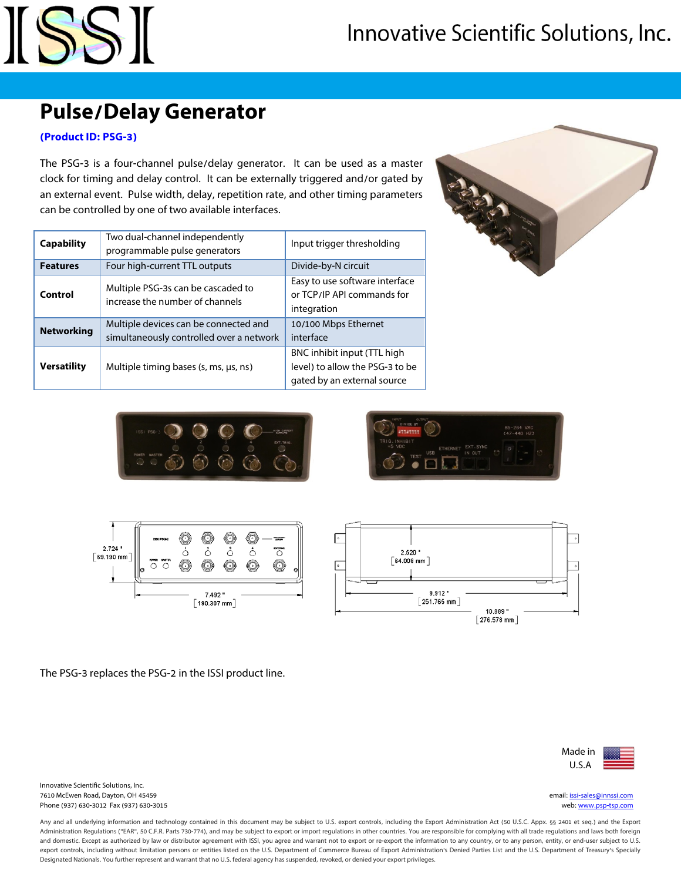Innovative Scientific Solutions, Inc.

# Pulse/Delay Generator

**(Product ID: PSG-3)**

The PSG-3 is a four-channel pulse/delay generator. It can be used as a master clock for timing and delay control. It can be externally triggered and/or gated by an external event. Pulse width, delay, repetition rate, and other timing parameters can be controlled by one of two available interfaces.

| | | |
|---|---|---|
| **Capability** | Two dual-channel independently programmable pulse generators | Input trigger thresholding |
| **Features** | Four high-current TTL outputs | Divide-by-N circuit |
| **Control** | Multiple PSG-3s can be cascaded to increase the number of channels | Easy to use software interface or TCP/IP API commands for integration |
| **Networking** | Multiple devices can be connected and simultaneously controlled over a network | 10/100 Mbps Ethernet interface |
| **Versatility** | Multiple timing bases (s, ms, µs, ns) | BNC inhibit input (TTL high level) to allow the PSG-3 to be gated by an external source |

The PSG-3 replaces the PSG-2 in the ISSI product line.

Made in U.S.A

Innovative Scientific Solutions, Inc.
7610 McEwen Road, Dayton, OH 45459
Phone (937) 630-3012 Fax (937) 630-3015

email: issi-sales@innssi.com
web: www.psp-tsp.com

Any and all underlying information and technology contained in this document may be subject to U.S. export controls, including the Export Administration Act (50 U.S.C. Appx. §§ 2401 et seq.) and the Export Administration Regulations ("EAR", 50 C.F.R. Parts 730-774), and may be subject to export or import regulations in other countries. You are responsible for complying with all trade regulations and laws both foreign and domestic. Except as authorized by law or distributor agreement with ISSI, you agree and warrant not to export or re-export the information to any country, or to any person, entity, or end-user subject to U.S. export controls, including without limitation persons or entities listed on the U.S. Department of Commerce Bureau of Export Administration's Denied Parties List and the U.S. Department of Treasury's Specially Designated Nationals. You further represent and warrant that no U.S. federal agency has suspended, revoked, or denied your export privileges.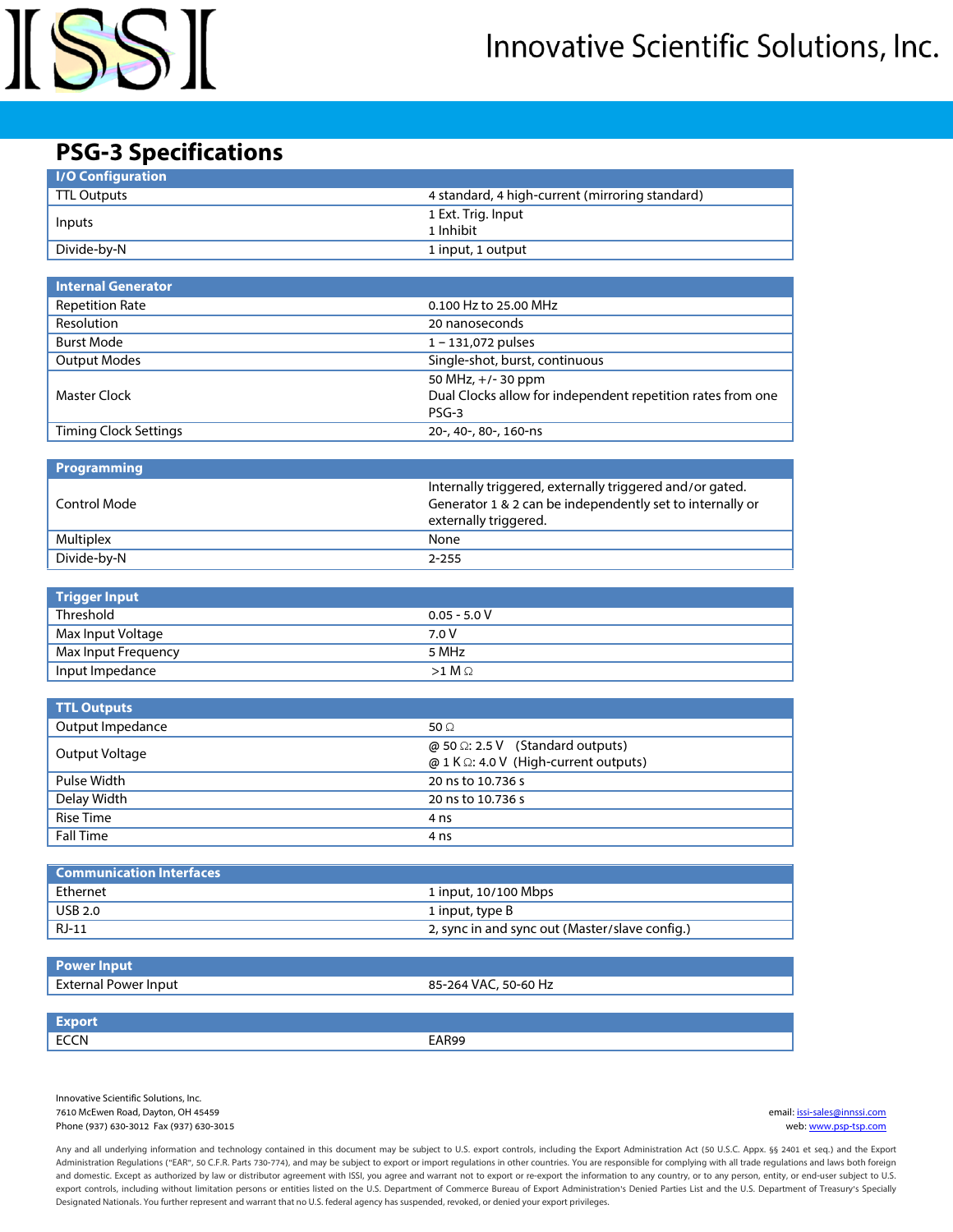# PSG-3 Specifications

| I/O Configuration | |
|---|---|
| TTL Outputs | 4 standard, 4 high-current (mirroring standard) |
| Inputs | 1 Ext. Trig. Input<br>1 Inhibit |
| Divide-by-N | 1 input, 1 output |

| Internal Generator | |
|---|---|
| Repetition Rate | 0.100 Hz to 25.00 MHz |
| Resolution | 20 nanoseconds |
| Burst Mode | 1 – 131,072 pulses |
| Output Modes | Single-shot, burst, continuous |
| Master Clock | 50 MHz, +/- 30 ppm<br>Dual Clocks allow for independent repetition rates from one PSG-3 |
| Timing Clock Settings | 20-, 40-, 80-, 160-ns |

| Programming | |
|---|---|
| Control Mode | Internally triggered, externally triggered and/or gated. Generator 1 & 2 can be independently set to internally or externally triggered. |
| Multiplex | None |
| Divide-by-N | 2-255 |

| Trigger Input | |
|---|---|
| Threshold | 0.05 - 5.0 V |
| Max Input Voltage | 7.0 V |
| Max Input Frequency | 5 MHz |
| Input Impedance | >1 M Ω |

| TTL Outputs | |
|---|---|
| Output Impedance | 50 Ω |
| Output Voltage | @ 50 Ω: 2.5 V (Standard outputs)<br>@ 1 K Ω: 4.0 V (High-current outputs) |
| Pulse Width | 20 ns to 10.736 s |
| Delay Width | 20 ns to 10.736 s |
| Rise Time | 4 ns |
| Fall Time | 4 ns |

| Communication Interfaces | |
|---|---|
| Ethernet | 1 input, 10/100 Mbps |
| USB 2.0 | 1 input, type B |
| RJ-11 | 2, sync in and sync out (Master/slave config.) |

| Power Input | |
|---|---|
| External Power Input | 85-264 VAC, 50-60 Hz |

| Export | |
|---|---|
| ECCN | EAR99 |

Innovative Scientific Solutions, Inc.
7610 McEwen Road, Dayton, OH 45459
Phone (937) 630-3012 Fax (937) 630-3015

email: issi-sales@innssi.com
web: www.psp-tsp.com

Any and all underlying information and technology contained in this document may be subject to U.S. export controls, including the Export Administration Act (50 U.S.C. Appx. §§ 2401 et seq.) and the Export Administration Regulations ("EAR", 50 C.F.R. Parts 730-774), and may be subject to export or import regulations in other countries. You are responsible for complying with all trade regulations and laws both foreign and domestic. Except as authorized by law or distributor agreement with ISSI, you agree and warrant not to export or re-export the information to any country, or to any person, entity, or end-user subject to U.S. export controls, including without limitation persons or entities listed on the U.S. Department of Commerce Bureau of Export Administration's Denied Parties List and the U.S. Department of Treasury's Specially Designated Nationals. You further represent and warrant that no U.S. federal agency has suspended, revoked, or denied your export privileges.